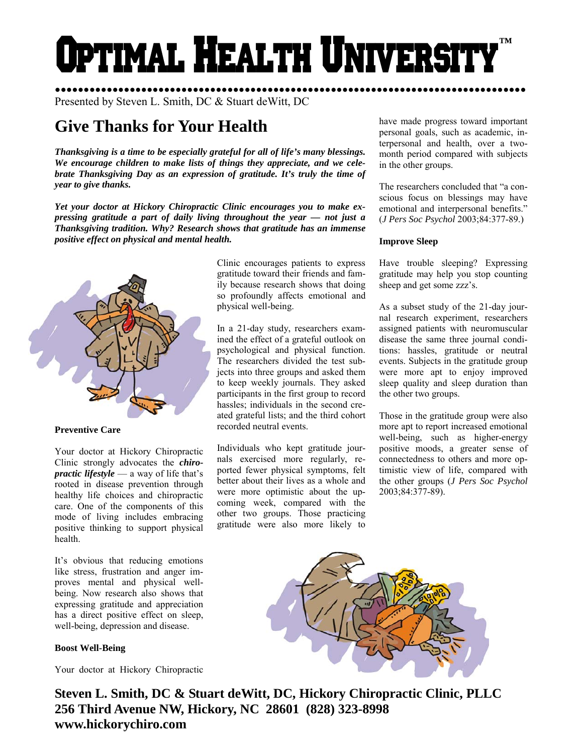# Optimal Health University™

Presented by Steven L. Smith, DC & Stuart deWitt, DC

## Give Thanks for Your Health

***Thanksgiving is a time to be especially grateful for all of life's many blessings. We encourage children to make lists of things they appreciate, and we celebrate Thanksgiving Day as an expression of gratitude. It's truly the time of year to give thanks.***

***Yet your doctor at Hickory Chiropractic Clinic encourages you to make expressing gratitude a part of daily living throughout the year — not just a Thanksgiving tradition. Why? Research shows that gratitude has an immense positive effect on physical and mental health.***

**Preventive Care**

Your doctor at Hickory Chiropractic Clinic strongly advocates the ***chiropractic lifestyle*** — a way of life that's rooted in disease prevention through healthy life choices and chiropractic care. One of the components of this mode of living includes embracing positive thinking to support physical health.

It's obvious that reducing emotions like stress, frustration and anger improves mental and physical well-being. Now research also shows that expressing gratitude and appreciation has a direct positive effect on sleep, well-being, depression and disease.

**Boost Well-Being**

Your doctor at Hickory Chiropractic Clinic encourages patients to express gratitude toward their friends and family because research shows that doing so profoundly affects emotional and physical well-being.

In a 21-day study, researchers examined the effect of a grateful outlook on psychological and physical function. The researchers divided the test subjects into three groups and asked them to keep weekly journals. They asked participants in the first group to record hassles; individuals in the second created grateful lists; and the third cohort recorded neutral events.

Individuals who kept gratitude journals exercised more regularly, reported fewer physical symptoms, felt better about their lives as a whole and were more optimistic about the upcoming week, compared with the other two groups. Those practicing gratitude were also more likely to have made progress toward important personal goals, such as academic, interpersonal and health, over a two-month period compared with subjects in the other groups.

The researchers concluded that "a conscious focus on blessings may have emotional and interpersonal benefits." (*J Pers Soc Psychol* 2003;84:377-89.)

**Improve Sleep**

Have trouble sleeping? Expressing gratitude may help you stop counting sheep and get some zzz's.

As a subset study of the 21-day journal research experiment, researchers assigned patients with neuromuscular disease the same three journal conditions: hassles, gratitude or neutral events. Subjects in the gratitude group were more apt to enjoy improved sleep quality and sleep duration than the other two groups.

Those in the gratitude group were also more apt to report increased emotional well-being, such as higher-energy positive moods, a greater sense of connectedness to others and more optimistic view of life, compared with the other groups (*J Pers Soc Psychol* 2003;84:377-89).

**Steven L. Smith, DC & Stuart deWitt, DC, Hickory Chiropractic Clinic, PLLC**
**256 Third Avenue NW, Hickory, NC 28601 (828) 323-8998**
**www.hickorychiro.com**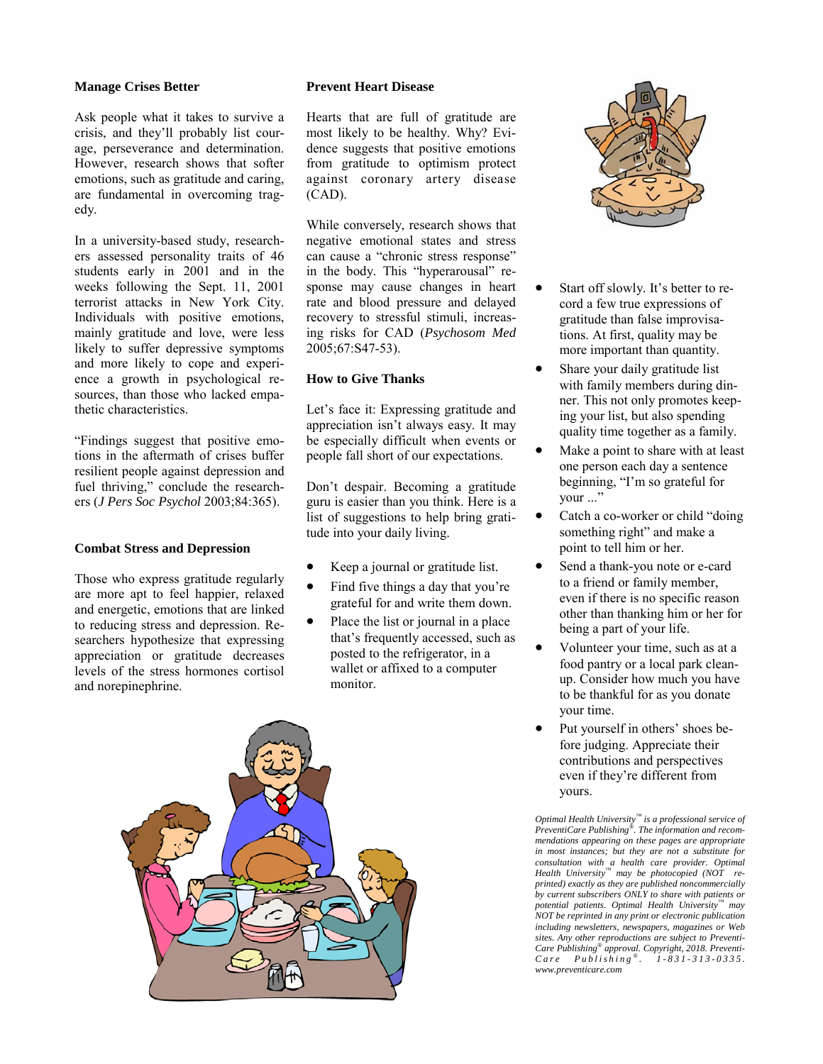### Manage Crises Better

Ask people what it takes to survive a crisis, and they'll probably list courage, perseverance and determination. However, research shows that softer emotions, such as gratitude and caring, are fundamental in overcoming tragedy.

In a university-based study, researchers assessed personality traits of 46 students early in 2001 and in the weeks following the Sept. 11, 2001 terrorist attacks in New York City. Individuals with positive emotions, mainly gratitude and love, were less likely to suffer depressive symptoms and more likely to cope and experience a growth in psychological resources, than those who lacked empathetic characteristics.

"Findings suggest that positive emotions in the aftermath of crises buffer resilient people against depression and fuel thriving," conclude the researchers (*J Pers Soc Psychol* 2003;84:365).

### Combat Stress and Depression

Those who express gratitude regularly are more apt to feel happier, relaxed and energetic, emotions that are linked to reducing stress and depression. Researchers hypothesize that expressing appreciation or gratitude decreases levels of the stress hormones cortisol and norepinephrine.

### Prevent Heart Disease

Hearts that are full of gratitude are most likely to be healthy. Why? Evidence suggests that positive emotions from gratitude to optimism protect against coronary artery disease (CAD).

While conversely, research shows that negative emotional states and stress can cause a "chronic stress response" in the body. This "hyperarousal" response may cause changes in heart rate and blood pressure and delayed recovery to stressful stimuli, increasing risks for CAD (*Psychosom Med* 2005;67:S47-53).

### How to Give Thanks

Let's face it: Expressing gratitude and appreciation isn't always easy. It may be especially difficult when events or people fall short of our expectations.

Don't despair. Becoming a gratitude guru is easier than you think. Here is a list of suggestions to help bring gratitude into your daily living.

- Keep a journal or gratitude list.
- Find five things a day that you're grateful for and write them down.
- Place the list or journal in a place that's frequently accessed, such as posted to the refrigerator, in a wallet or affixed to a computer monitor.
- Start off slowly. It's better to record a few true expressions of gratitude than false improvisations. At first, quality may be more important than quantity.
- Share your daily gratitude list with family members during dinner. This not only promotes keeping your list, but also spending quality time together as a family.
- Make a point to share with at least one person each day a sentence beginning, "I'm so grateful for your ..."
- Catch a co-worker or child "doing something right" and make a point to tell him or her.
- Send a thank-you note or e-card to a friend or family member, even if there is no specific reason other than thanking him or her for being a part of your life.
- Volunteer your time, such as at a food pantry or a local park clean-up. Consider how much you have to be thankful for as you donate your time.
- Put yourself in others' shoes before judging. Appreciate their contributions and perspectives even if they're different from yours.

*Optimal Health University™ is a professional service of PreventiCare Publishing®. The information and recommendations appearing on these pages are appropriate in most instances; but they are not a substitute for consultation with a health care provider. Optimal Health University™ may be photocopied (NOT reprinted) exactly as they are published noncommercially by current subscribers ONLY to share with patients or potential patients. Optimal Health University™ may NOT be reprinted in any print or electronic publication including newsletters, newspapers, magazines or Web sites. Any other reproductions are subject to PreventiCare Publishing® approval. Copyright, 2018. PreventiCare Publishing®. 1-831-313-0335. www.preventicare.com*